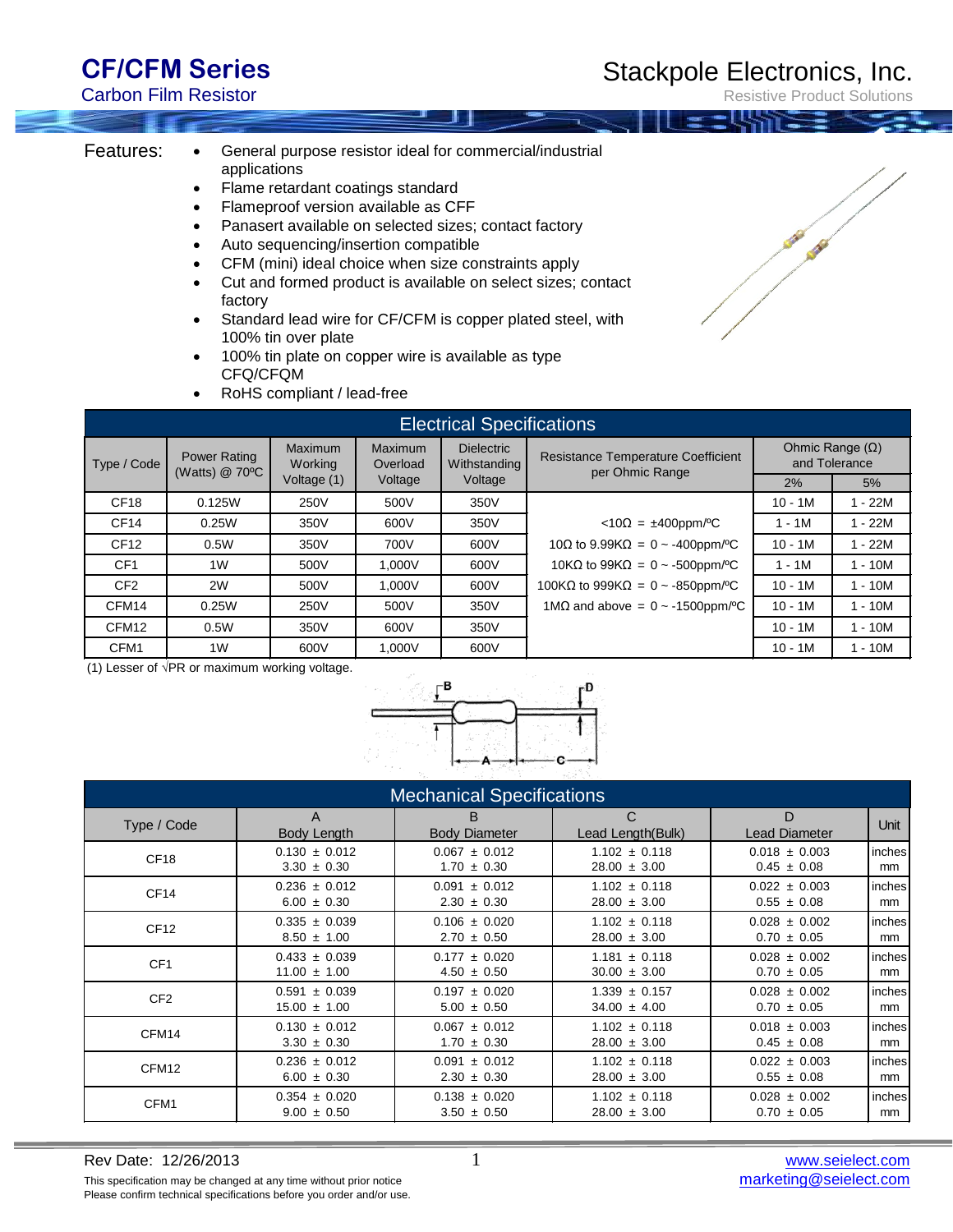# CF/CFM Series

Carbon Film Resistor

Stackpole Electronics, Inc.

Resistive Product Solutions

**Features:**

- General purpose resistor ideal for commercial/industrial applications
- Flame retardant coatings standard
- Flameproof version available as CFF
- Panasert available on selected sizes; contact factory
- Auto sequencing/insertion compatible
- CFM (mini) ideal choice when size constraints apply
- Cut and formed product is available on select sizes; contact factory
- Standard lead wire for CF/CFM is copper plated steel, with 100% tin over plate
- 100% tin plate on copper wire is available as type CFQ/CFQM
- RoHS compliant / lead-free

## Electrical Specifications

| Type / Code | Power Rating (Watts) @ 70ºC | Maximum Working Voltage (1) | Maximum Overload Voltage | Dielectric Withstanding Voltage | Resistance Temperature Coefficient per Ohmic Range | Ohmic Range (Ω) and Tolerance | |
|---|---|---|---|---|---|---|---|
| | | | | | | 2% | 5% |
| CF18 | 0.125W | 250V | 500V | 350V | <10Ω = ±400ppm/ºC<br>10Ω to 9.99KΩ = 0 ~ -400ppm/ºC<br>10KΩ to 99KΩ = 0 ~ -500ppm/ºC<br>100KΩ to 999KΩ = 0 ~ -850ppm/ºC<br>1MΩ and above = 0 ~ -1500ppm/ºC | 10 - 1M | 1 - 22M |
| CF14 | 0.25W | 350V | 600V | 350V | | 1 - 1M | 1 - 22M |
| CF12 | 0.5W | 350V | 700V | 600V | | 10 - 1M | 1 - 22M |
| CF1 | 1W | 500V | 1,000V | 600V | | 1 - 1M | 1 - 10M |
| CF2 | 2W | 500V | 1,000V | 600V | | 10 - 1M | 1 - 10M |
| CFM14 | 0.25W | 250V | 500V | 350V | | 10 - 1M | 1 - 10M |
| CFM12 | 0.5W | 350V | 600V | 350V | | 10 - 1M | 1 - 10M |
| CFM1 | 1W | 600V | 1,000V | 600V | | 10 - 1M | 1 - 10M |

(1) Lesser of √PR or maximum working voltage.

## Mechanical Specifications

| Type / Code | A<br>Body Length | B<br>Body Diameter | C<br>Lead Length(Bulk) | D<br>Lead Diameter | Unit |
|---|---|---|---|---|---|
| CF18 | 0.130 ± 0.012<br>3.30 ± 0.30 | 0.067 ± 0.012<br>1.70 ± 0.30 | 1.102 ± 0.118<br>28.00 ± 3.00 | 0.018 ± 0.003<br>0.45 ± 0.08 | inches<br>mm |
| CF14 | 0.236 ± 0.012<br>6.00 ± 0.30 | 0.091 ± 0.012<br>2.30 ± 0.30 | 1.102 ± 0.118<br>28.00 ± 3.00 | 0.022 ± 0.003<br>0.55 ± 0.08 | inches<br>mm |
| CF12 | 0.335 ± 0.039<br>8.50 ± 1.00 | 0.106 ± 0.020<br>2.70 ± 0.50 | 1.102 ± 0.118<br>28.00 ± 3.00 | 0.028 ± 0.002<br>0.70 ± 0.05 | inches<br>mm |
| CF1 | 0.433 ± 0.039<br>11.00 ± 1.00 | 0.177 ± 0.020<br>4.50 ± 0.50 | 1.181 ± 0.118<br>30.00 ± 3.00 | 0.028 ± 0.002<br>0.70 ± 0.05 | inches<br>mm |
| CF2 | 0.591 ± 0.039<br>15.00 ± 1.00 | 0.197 ± 0.020<br>5.00 ± 0.50 | 1.339 ± 0.157<br>34.00 ± 4.00 | 0.028 ± 0.002<br>0.70 ± 0.05 | inches<br>mm |
| CFM14 | 0.130 ± 0.012<br>3.30 ± 0.30 | 0.067 ± 0.012<br>1.70 ± 0.30 | 1.102 ± 0.118<br>28.00 ± 3.00 | 0.018 ± 0.003<br>0.45 ± 0.08 | inches<br>mm |
| CFM12 | 0.236 ± 0.012<br>6.00 ± 0.30 | 0.091 ± 0.012<br>2.30 ± 0.30 | 1.102 ± 0.118<br>28.00 ± 3.00 | 0.022 ± 0.003<br>0.55 ± 0.08 | inches<br>mm |
| CFM1 | 0.354 ± 0.020<br>9.00 ± 0.50 | 0.138 ± 0.020<br>3.50 ± 0.50 | 1.102 ± 0.118<br>28.00 ± 3.00 | 0.028 ± 0.002<br>0.70 ± 0.05 | inches<br>mm |

Rev Date: 12/26/2013

This specification may be changed at any time without prior notice
Please confirm technical specifications before you order and/or use.

www.seielect.com
marketing@seielect.com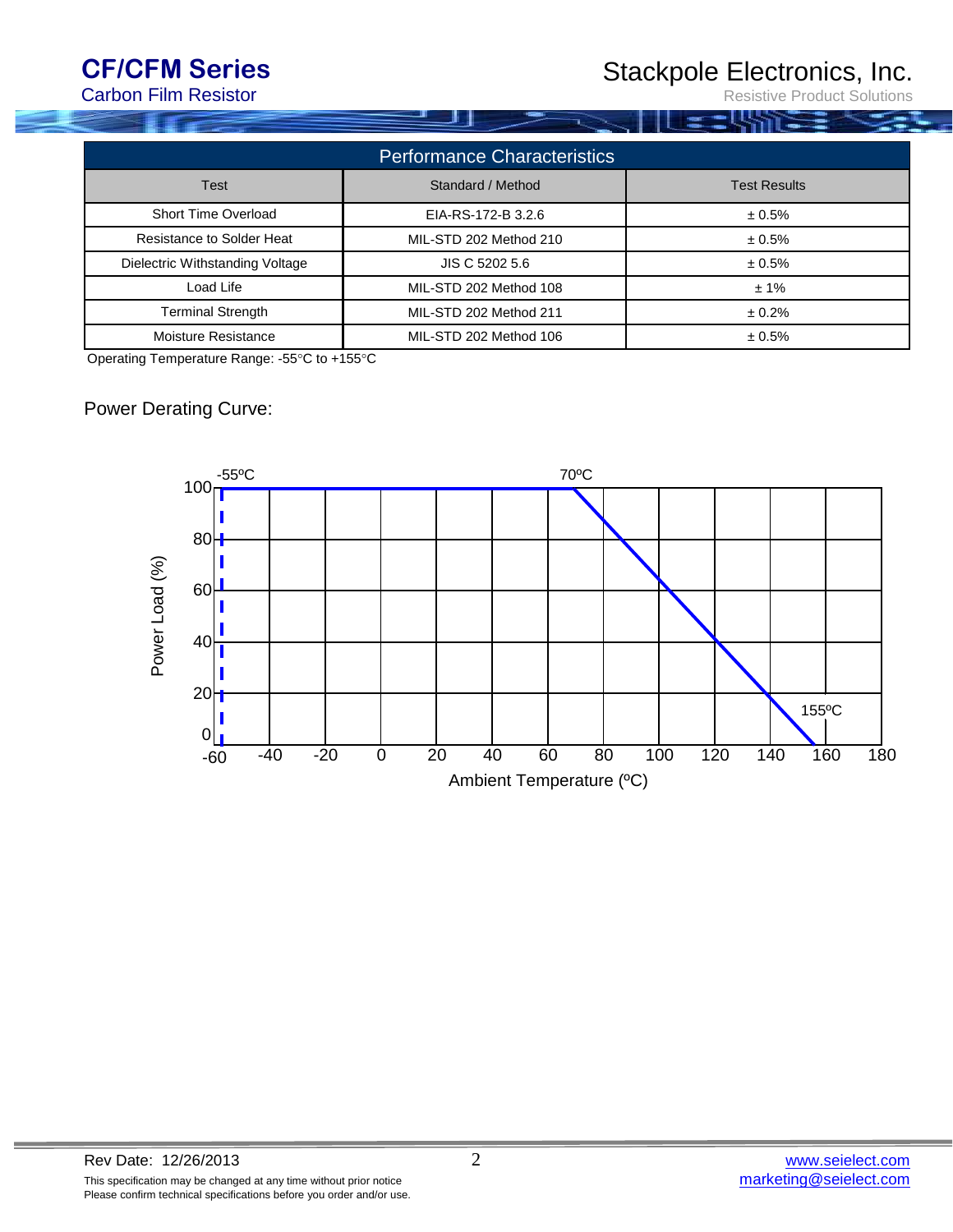## Performance Characteristics

| Test | Standard / Method | Test Results |
|---|---|---|
| Short Time Overload | EIA-RS-172-B 3.2.6 | ± 0.5% |
| Resistance to Solder Heat | MIL-STD 202 Method 210 | ± 0.5% |
| Dielectric Withstanding Voltage | JIS C 5202 5.6 | ± 0.5% |
| Load Life | MIL-STD 202 Method 108 | ± 1% |
| Terminal Strength | MIL-STD 202 Method 211 | ± 0.2% |
| Moisture Resistance | MIL-STD 202 Method 106 | ± 0.5% |

Operating Temperature Range: -55°C to +155°C

Power Derating Curve:

-55ºC    70ºC    155ºC

Power Load (%)

Ambient Temperature (ºC)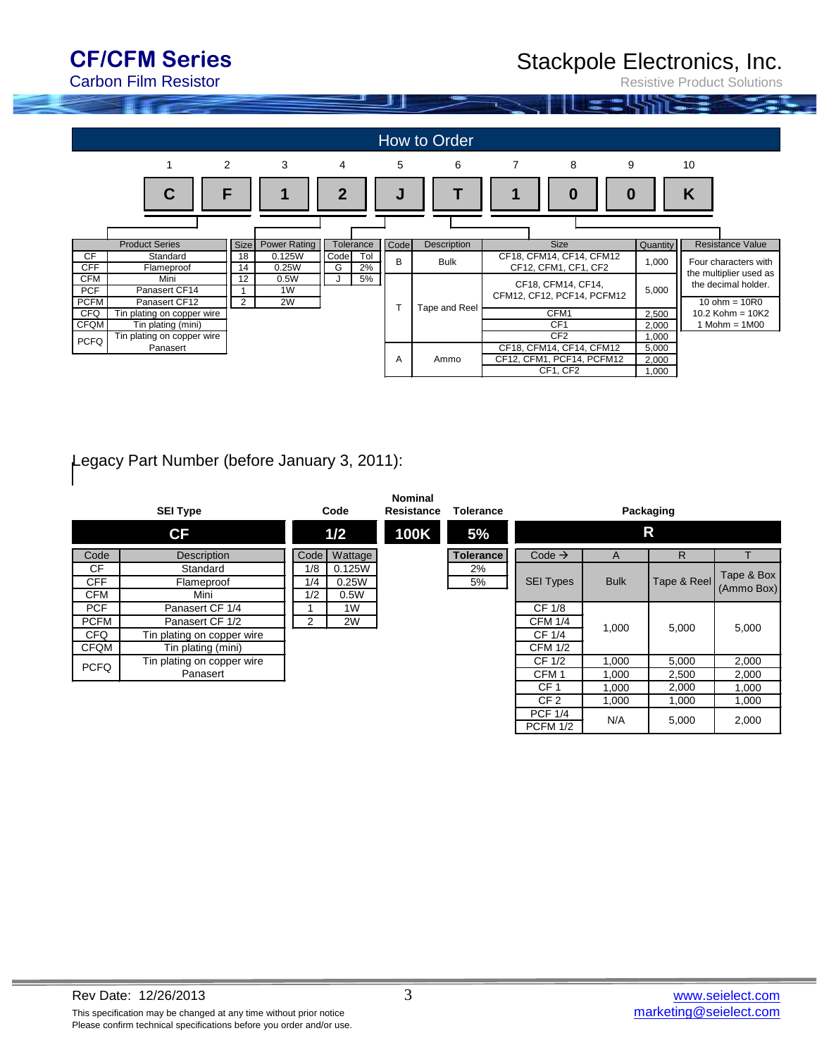## How to Order

| 1 | 2 | 3 | 4 | 5 | 6 | 7 | 8 | 9 | 10 |
|---|---|---|---|---|---|---|---|---|---|
| C | F | 1 | 2 | J | T | 1 | 0 | 0 | K |

**Product Series**

| | |
|---|---|
| CF | Standard |
| CFF | Flameproof |
| CFM | Mini |
| PCF | Panasert CF14 |
| PCFM | Panasert CF12 |
| CFQ | Tin plating on copper wire |
| CFQM | Tin plating (mini) |
| PCFQ | Tin plating on copper wire Panasert |

| Size | Power Rating |
|---|---|
| 18 | 0.125W |
| 14 | 0.25W |
| 12 | 0.5W |
| 1 | 1W |
| 2 | 2W |

**Tolerance**

| Code | Tol |
|---|---|
| G | 2% |
| J | 5% |

| Code | Description | Size | Quantity |
|---|---|---|---|
| B | Bulk | CF18, CFM14, CF14, CFM12 CF12, CFM1, CF1, CF2 | 1,000 |
| T | Tape and Reel | CF18, CFM14, CF14, CFM12, CF12, PCF14, PCFM12 | 5,000 |
| | | CFM1 | 2,500 |
| | | CF1 | 2,000 |
| | | CF2 | 1,000 |
| A | Ammo | CF18, CFM14, CF14, CFM12 | 5,000 |
| | | CF12, CFM1, PCF14, PCFM12 | 2,000 |
| | | CF1, CF2 | 1,000 |

**Resistance Value**

Four characters with the multiplier used as the decimal holder.

10 ohm = 10R0
10.2 Kohm = 10K2
1 Mohm = 1M00

## Legacy Part Number (before January 3, 2011):

| SEI Type | Code | Nominal Resistance | Tolerance | Packaging |
|---|---|---|---|---|
| CF | 1/2 | 100K | 5% | R |

| Code | Description |
|---|---|
| CF | Standard |
| CFF | Flameproof |
| CFM | Mini |
| PCF | Panasert CF 1/4 |
| PCFM | Panasert CF 1/2 |
| CFQ | Tin plating on copper wire |
| CFQM | Tin plating (mini) |
| PCFQ | Tin plating on copper wire Panasert |

| Code | Wattage |
|---|---|
| 1/8 | 0.125W |
| 1/4 | 0.25W |
| 1/2 | 0.5W |
| 1 | 1W |
| 2 | 2W |

| Tolerance |
|---|
| 2% |
| 5% |

| Code → | A | R | T |
|---|---|---|---|
| SEI Types | Bulk | Tape & Reel | Tape & Box (Ammo Box) |
| CF 1/8 | 1,000 | 5,000 | 5,000 |
| CFM 1/4 | 1,000 | 5,000 | 5,000 |
| CF 1/4 | 1,000 | 5,000 | 5,000 |
| CFM 1/2 | 1,000 | 5,000 | 5,000 |
| CF 1/2 | 1,000 | 5,000 | 2,000 |
| CFM 1 | 1,000 | 2,500 | 2,000 |
| CF 1 | 1,000 | 2,000 | 1,000 |
| CF 2 | 1,000 | 1,000 | 1,000 |
| PCF 1/4 | N/A | 5,000 | 2,000 |
| PCFM 1/2 | N/A | 5,000 | 2,000 |